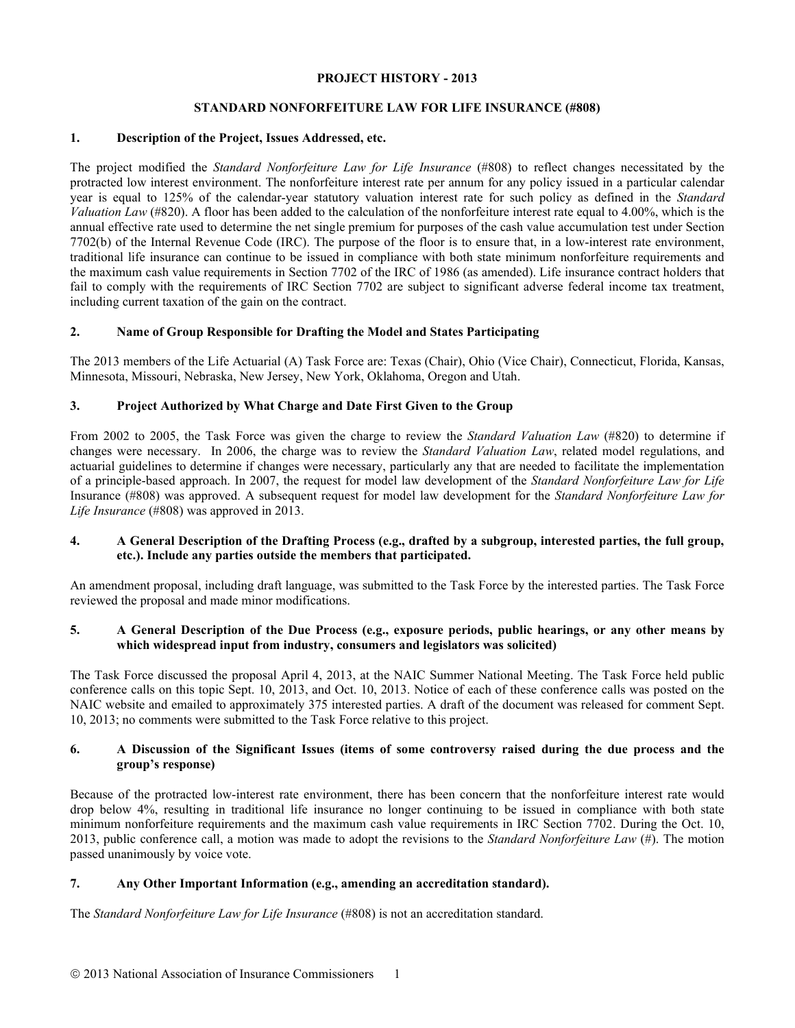**PROJECT HISTORY - 2013**

**STANDARD NONFORFEITURE LAW FOR LIFE INSURANCE (#808)**

## 1. Description of the Project, Issues Addressed, etc.

The project modified the *Standard Nonforfeiture Law for Life Insurance* (#808) to reflect changes necessitated by the protracted low interest environment. The nonforfeiture interest rate per annum for any policy issued in a particular calendar year is equal to 125% of the calendar-year statutory valuation interest rate for such policy as defined in the *Standard Valuation Law* (#820). A floor has been added to the calculation of the nonforfeiture interest rate equal to 4.00%, which is the annual effective rate used to determine the net single premium for purposes of the cash value accumulation test under Section 7702(b) of the Internal Revenue Code (IRC). The purpose of the floor is to ensure that, in a low-interest rate environment, traditional life insurance can continue to be issued in compliance with both state minimum nonforfeiture requirements and the maximum cash value requirements in Section 7702 of the IRC of 1986 (as amended). Life insurance contract holders that fail to comply with the requirements of IRC Section 7702 are subject to significant adverse federal income tax treatment, including current taxation of the gain on the contract.

## 2. Name of Group Responsible for Drafting the Model and States Participating

The 2013 members of the Life Actuarial (A) Task Force are: Texas (Chair), Ohio (Vice Chair), Connecticut, Florida, Kansas, Minnesota, Missouri, Nebraska, New Jersey, New York, Oklahoma, Oregon and Utah.

## 3. Project Authorized by What Charge and Date First Given to the Group

From 2002 to 2005, the Task Force was given the charge to review the *Standard Valuation Law* (#820) to determine if changes were necessary. In 2006, the charge was to review the *Standard Valuation Law*, related model regulations, and actuarial guidelines to determine if changes were necessary, particularly any that are needed to facilitate the implementation of a principle-based approach. In 2007, the request for model law development of the *Standard Nonforfeiture Law for Life* Insurance (#808) was approved. A subsequent request for model law development for the *Standard Nonforfeiture Law for Life Insurance* (#808) was approved in 2013.

## 4. A General Description of the Drafting Process (e.g., drafted by a subgroup, interested parties, the full group, etc.). Include any parties outside the members that participated.

An amendment proposal, including draft language, was submitted to the Task Force by the interested parties. The Task Force reviewed the proposal and made minor modifications.

## 5. A General Description of the Due Process (e.g., exposure periods, public hearings, or any other means by which widespread input from industry, consumers and legislators was solicited)

The Task Force discussed the proposal April 4, 2013, at the NAIC Summer National Meeting. The Task Force held public conference calls on this topic Sept. 10, 2013, and Oct. 10, 2013. Notice of each of these conference calls was posted on the NAIC website and emailed to approximately 375 interested parties. A draft of the document was released for comment Sept. 10, 2013; no comments were submitted to the Task Force relative to this project.

## 6. A Discussion of the Significant Issues (items of some controversy raised during the due process and the group's response)

Because of the protracted low-interest rate environment, there has been concern that the nonforfeiture interest rate would drop below 4%, resulting in traditional life insurance no longer continuing to be issued in compliance with both state minimum nonforfeiture requirements and the maximum cash value requirements in IRC Section 7702. During the Oct. 10, 2013, public conference call, a motion was made to adopt the revisions to the *Standard Nonforfeiture Law* (#). The motion passed unanimously by voice vote.

## 7. Any Other Important Information (e.g., amending an accreditation standard).

The *Standard Nonforfeiture Law for Life Insurance* (#808) is not an accreditation standard.

© 2013 National Association of Insurance Commissioners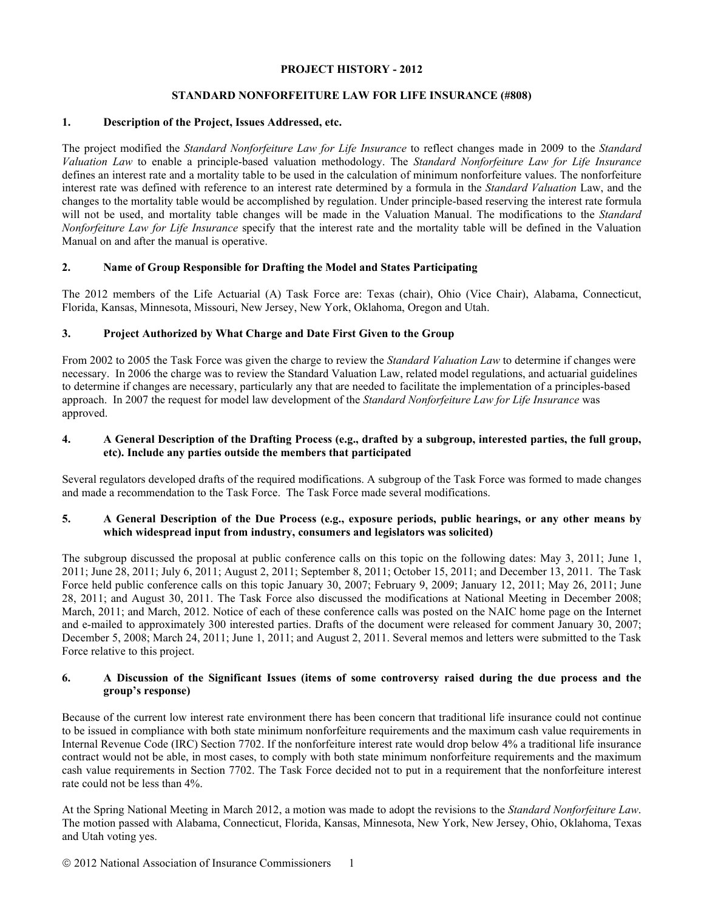**PROJECT HISTORY - 2012**

**STANDARD NONFORFEITURE LAW FOR LIFE INSURANCE (#808)**

## 1. Description of the Project, Issues Addressed, etc.

The project modified the *Standard Nonforfeiture Law for Life Insurance* to reflect changes made in 2009 to the *Standard Valuation Law* to enable a principle-based valuation methodology. The *Standard Nonforfeiture Law for Life Insurance* defines an interest rate and a mortality table to be used in the calculation of minimum nonforfeiture values. The nonforfeiture interest rate was defined with reference to an interest rate determined by a formula in the *Standard Valuation* Law, and the changes to the mortality table would be accomplished by regulation. Under principle-based reserving the interest rate formula will not be used, and mortality table changes will be made in the Valuation Manual. The modifications to the *Standard Nonforfeiture Law for Life Insurance* specify that the interest rate and the mortality table will be defined in the Valuation Manual on and after the manual is operative.

## 2. Name of Group Responsible for Drafting the Model and States Participating

The 2012 members of the Life Actuarial (A) Task Force are: Texas (chair), Ohio (Vice Chair), Alabama, Connecticut, Florida, Kansas, Minnesota, Missouri, New Jersey, New York, Oklahoma, Oregon and Utah.

## 3. Project Authorized by What Charge and Date First Given to the Group

From 2002 to 2005 the Task Force was given the charge to review the *Standard Valuation Law* to determine if changes were necessary. In 2006 the charge was to review the Standard Valuation Law, related model regulations, and actuarial guidelines to determine if changes are necessary, particularly any that are needed to facilitate the implementation of a principles-based approach. In 2007 the request for model law development of the *Standard Nonforfeiture Law for Life Insurance* was approved.

## 4. A General Description of the Drafting Process (e.g., drafted by a subgroup, interested parties, the full group, etc). Include any parties outside the members that participated

Several regulators developed drafts of the required modifications. A subgroup of the Task Force was formed to made changes and made a recommendation to the Task Force. The Task Force made several modifications.

## 5. A General Description of the Due Process (e.g., exposure periods, public hearings, or any other means by which widespread input from industry, consumers and legislators was solicited)

The subgroup discussed the proposal at public conference calls on this topic on the following dates: May 3, 2011; June 1, 2011; June 28, 2011; July 6, 2011; August 2, 2011; September 8, 2011; October 15, 2011; and December 13, 2011. The Task Force held public conference calls on this topic January 30, 2007; February 9, 2009; January 12, 2011; May 26, 2011; June 28, 2011; and August 30, 2011. The Task Force also discussed the modifications at National Meeting in December 2008; March, 2011; and March, 2012. Notice of each of these conference calls was posted on the NAIC home page on the Internet and e-mailed to approximately 300 interested parties. Drafts of the document were released for comment January 30, 2007; December 5, 2008; March 24, 2011; June 1, 2011; and August 2, 2011. Several memos and letters were submitted to the Task Force relative to this project.

## 6. A Discussion of the Significant Issues (items of some controversy raised during the due process and the group's response)

Because of the current low interest rate environment there has been concern that traditional life insurance could not continue to be issued in compliance with both state minimum nonforfeiture requirements and the maximum cash value requirements in Internal Revenue Code (IRC) Section 7702. If the nonforfeiture interest rate would drop below 4% a traditional life insurance contract would not be able, in most cases, to comply with both state minimum nonforfeiture requirements and the maximum cash value requirements in Section 7702. The Task Force decided not to put in a requirement that the nonforfeiture interest rate could not be less than 4%.

At the Spring National Meeting in March 2012, a motion was made to adopt the revisions to the *Standard Nonforfeiture Law*. The motion passed with Alabama, Connecticut, Florida, Kansas, Minnesota, New York, New Jersey, Ohio, Oklahoma, Texas and Utah voting yes.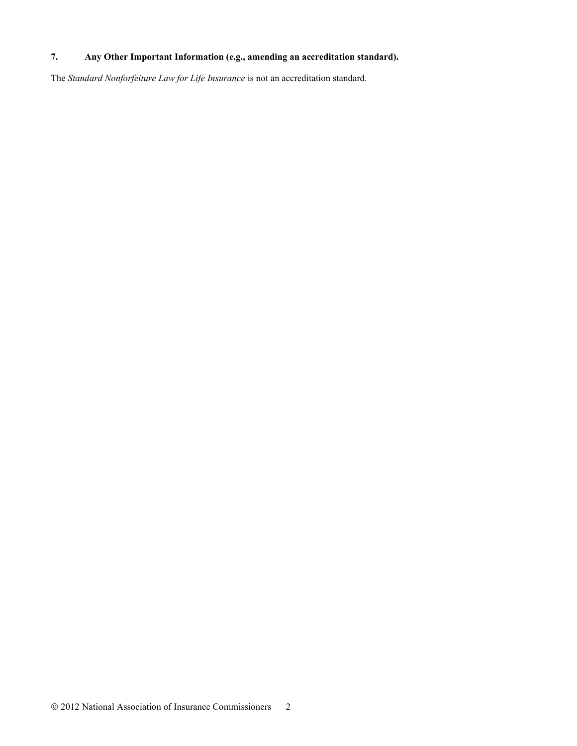**7. Any Other Important Information (e.g., amending an accreditation standard).**

The *Standard Nonforfeiture Law for Life Insurance* is not an accreditation standard.